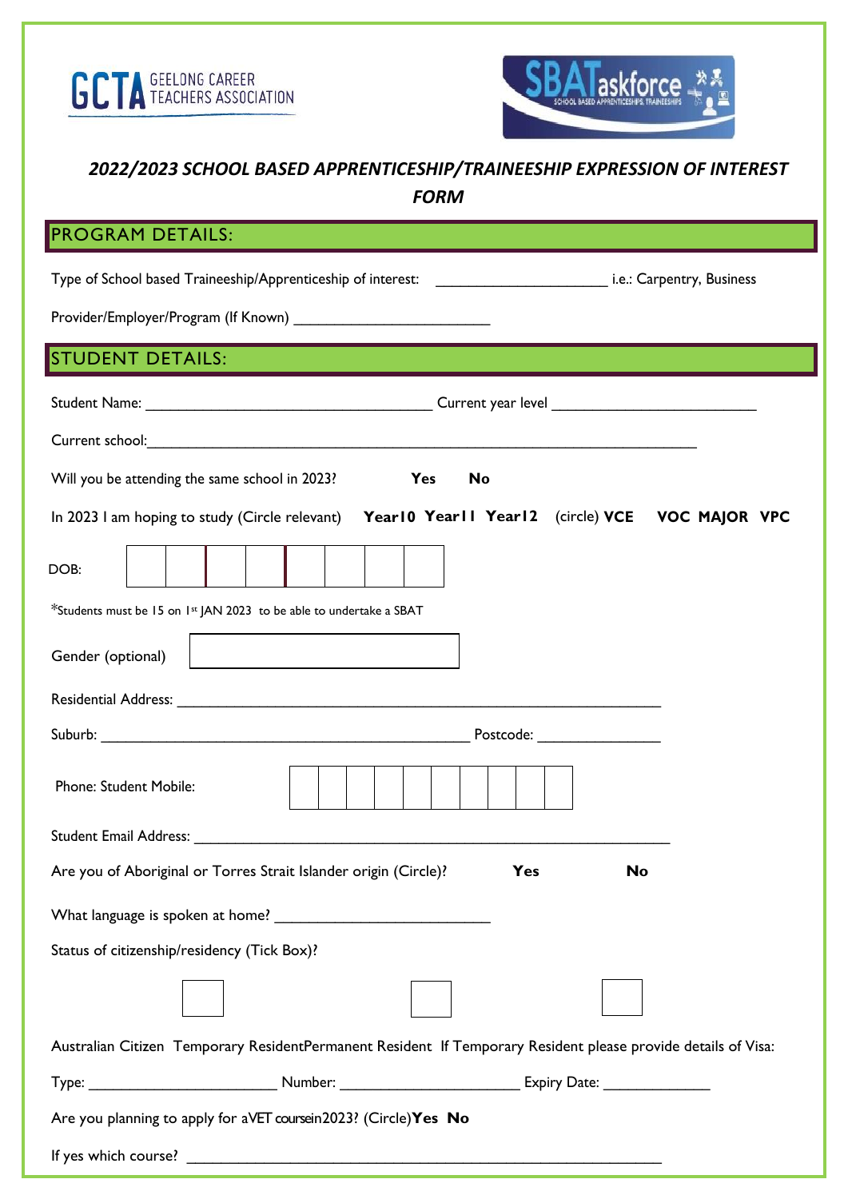GCTA GEELONG CAREER TEACHERS ASSOCIATION

SBATaskforce SCHOOL BASED APPRENTICESHIPS, TRAINEESHIPS

# *2022/2023 SCHOOL BASED APPRENTICESHIP/TRAINEESHIP EXPRESSION OF INTEREST FORM*

## PROGRAM DETAILS:

Type of School based Traineeship/Apprenticeship of interest: ____________________ i.e.: Carpentry, Business

Provider/Employer/Program (If Known) ______________________

## STUDENT DETAILS:

Student Name: _________________________________ Current year level _______________________

Current school:_______________________________________________________________

Will you be attending the same school in 2023? **Yes** **No**

In 2023 I am hoping to study (Circle relevant) **Year10 Year11 Year12** (circle) **VCE VOC MAJOR VPC**

DOB: | | | | | | | | |

*Students must be 15 on 1st JAN 2023 to be able to undertake a SBAT

Gender (optional) [ ]

Residential Address: ________________________________________________________

Suburb: __________________________________________ Postcode: ______________

Phone: Student Mobile: | | | | | | | | | | |

Student Email Address: ______________________________________________________

Are you of Aboriginal or Torres Strait Islander origin (Circle)? **Yes** **No**

What language is spoken at home? ________________________

Status of citizenship/residency (Tick Box)?

[ ] Australian Citizen [ ] Temporary Resident [ ] Permanent Resident If Temporary Resident please provide details of Visa:

Type: _____________________ Number: ____________________ Expiry Date: ____________

Are you planning to apply for a VET course in 2023? (Circle) **Yes** **No**

If yes which course? ______________________________________________________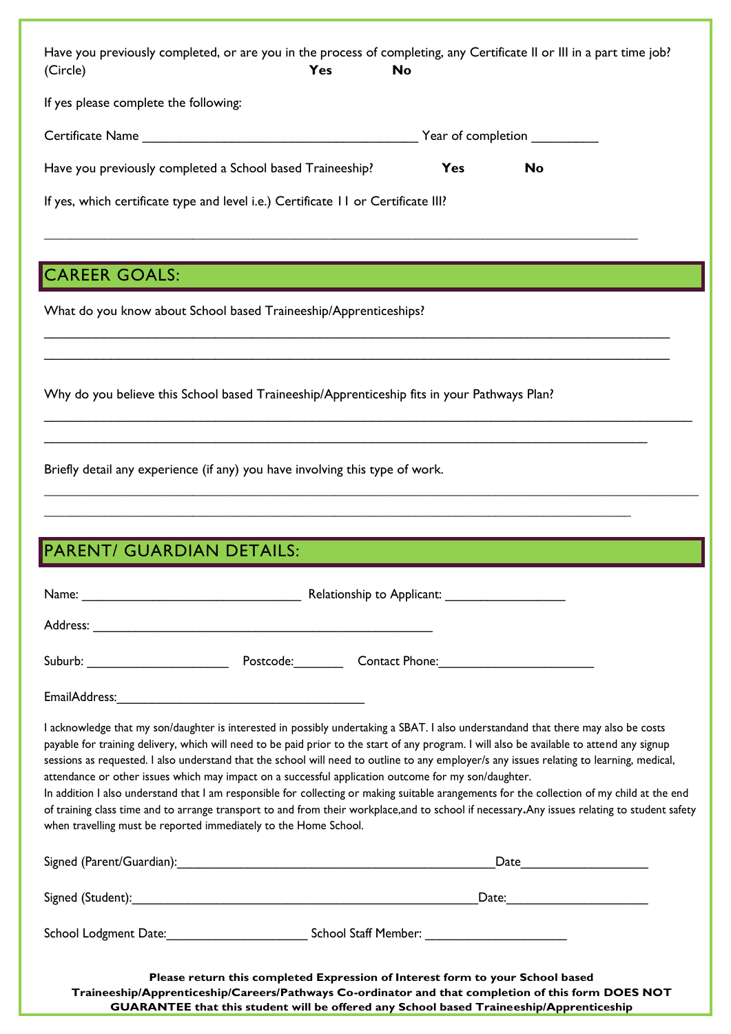Have you previously completed, or are you in the process of completing, any Certificate II or III in a part time job? (Circle) **Yes** **No**

If yes please complete the following:

Certificate Name ________________________________________ Year of completion _________

Have you previously completed a School based Traineeship? **Yes** **No**

If yes, which certificate type and level i.e.) Certificate 11 or Certificate III?

_______________________________________________________________________________________

## CAREER GOALS:

What do you know about School based Traineeship/Apprenticeships?

_______________________________________________________________________________________

_______________________________________________________________________________________

Why do you believe this School based Traineeship/Apprenticeship fits in your Pathways Plan?

_______________________________________________________________________________________

_______________________________________________________________________________________

Briefly detail any experience (if any) you have involving this type of work.

_______________________________________________________________________________________

_______________________________________________________________________________________

## PARENT/ GUARDIAN DETAILS:

Name: ________________________________ Relationship to Applicant: _________________

Address: __________________________________________________

Suburb: _____________________ Postcode:_______ Contact Phone:______________________

EmailAddress:_____________________________________

I acknowledge that my son/daughter is interested in possibly undertaking a SBAT. I also understandand that there may also be costs payable for training delivery, which will need to be paid prior to the start of any program. I will also be available to attend any signup sessions as requested. I also understand that the school will need to outline to any employer/s any issues relating to learning, medical, attendance or other issues which may impact on a successful application outcome for my son/daughter.
In addition I also understand that I am responsible for collecting or making suitable arangements for the collection of my child at the end of training class time and to arrange transport to and from their workplace,and to school if necessary**.**Any issues relating to student safety when travelling must be reported immediately to the Home School.

Signed (Parent/Guardian):______________________________________________Date___________________

Signed (Student):___________________________________________________Date:____________________

School Lodgment Date:_____________________ School Staff Member: _____________________

**Please return this completed Expression of Interest form to your School based Traineeship/Apprenticeship/Careers/Pathways Co-ordinator and that completion of this form DOES NOT GUARANTEE that this student will be offered any School based Traineeship/Apprenticeship**